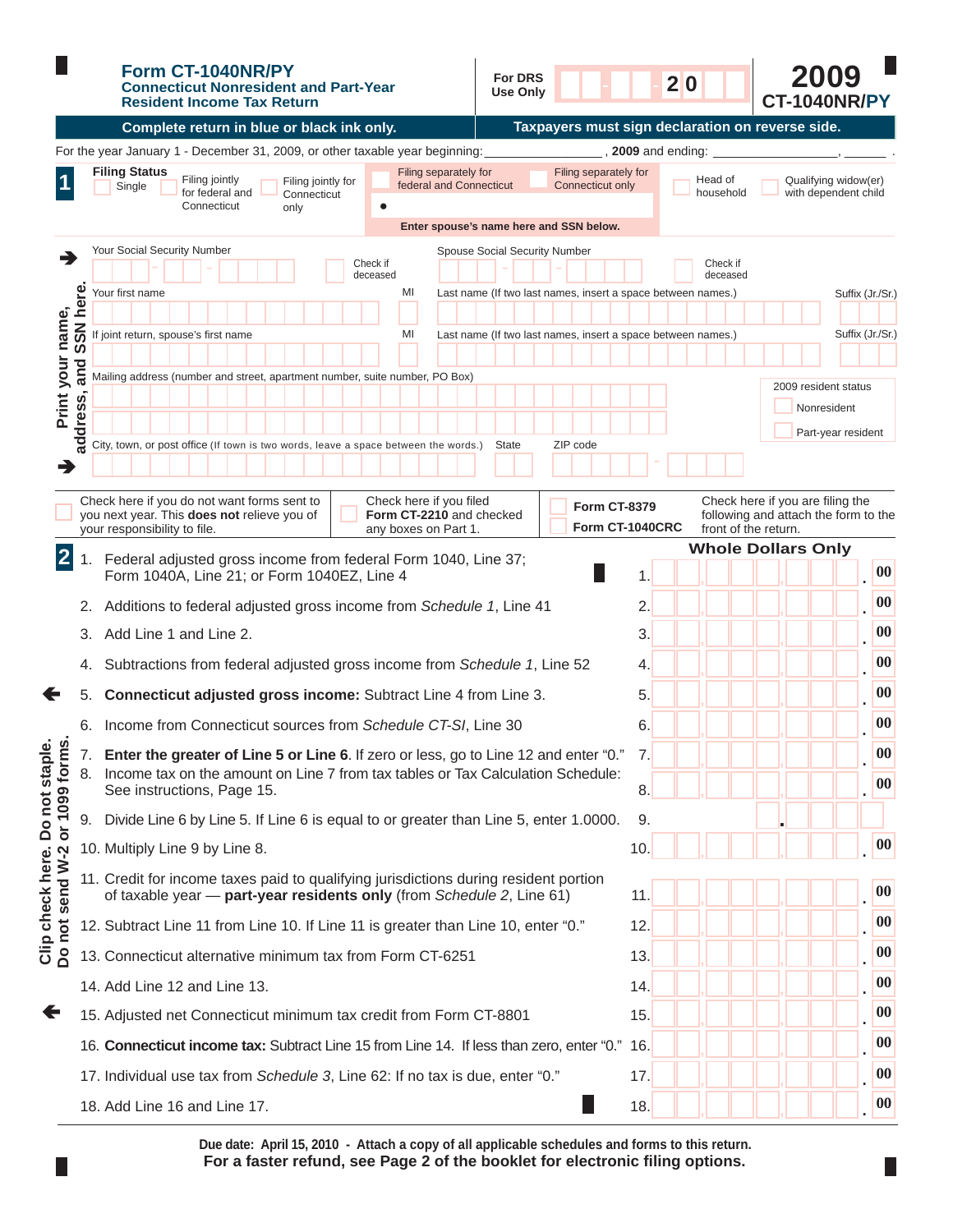# Form CT-1040NR/PY

## Connecticut Nonresident and Part-Year Resident Income Tax Return

For DRS Use Only — 20

**2009**
**CT-1040NR/PY**

**Complete return in blue or black ink only.** | **Taxpayers must sign declaration on reverse side.**

For the year January 1 - December 31, 2009, or other taxable year beginning: ________________, **2009** and ending: ________________, ______ .

**1** **Filing Status**

- Single
- Filing jointly for federal and Connecticut
- Filing jointly for Connecticut only
- Filing separately for federal and Connecticut
- Filing separately for Connecticut only
- Head of household
- Qualifying widow(er) with dependent child

**Enter spouse's name here and SSN below.**

**Print your name, address, and SSN here.**

Your Social Security Number — Check if deceased

Spouse Social Security Number — Check if deceased

Your first name — MI — Last name (If two last names, insert a space between names.) — Suffix (Jr./Sr.)

If joint return, spouse's first name — MI — Last name (If two last names, insert a space between names.) — Suffix (Jr./Sr.)

Mailing address (number and street, apartment number, suite number, PO Box)

2009 resident status
- Nonresident
- Part-year resident

City, town, or post office (If town is two words, leave a space between the words.) — State — ZIP code

- Check here if you do not want forms sent to you next year. This **does not** relieve you of your responsibility to file.
- Check here if you filed **Form CT-2210** and checked any boxes on Part 1.
- Check here if you are filing the following and attach the form to the front of the return.
  - **Form CT-8379**
  - **Form CT-1040CRC**

**Clip check here. Do not staple. Do not send W-2 or 1099 forms.**

**2** **Whole Dollars Only**

| Line | Description | Amount |
|---|---|---|
| 1. | Federal adjusted gross income from federal Form 1040, Line 37; Form 1040A, Line 21; or Form 1040EZ, Line 4 | .00 |
| 2. | Additions to federal adjusted gross income from *Schedule 1*, Line 41 | .00 |
| 3. | Add Line 1 and Line 2. | .00 |
| 4. | Subtractions from federal adjusted gross income from *Schedule 1*, Line 52 | .00 |
| 5. | **Connecticut adjusted gross income:** Subtract Line 4 from Line 3. | .00 |
| 6. | Income from Connecticut sources from *Schedule CT-SI*, Line 30 | .00 |
| 7. | **Enter the greater of Line 5 or Line 6**. If zero or less, go to Line 12 and enter "0." | .00 |
| 8. | Income tax on the amount on Line 7 from tax tables or Tax Calculation Schedule: See instructions, Page 15. | .00 |
| 9. | Divide Line 6 by Line 5. If Line 6 is equal to or greater than Line 5, enter 1.0000. | . |
| 10. | Multiply Line 9 by Line 8. | .00 |
| 11. | Credit for income taxes paid to qualifying jurisdictions during resident portion of taxable year — **part-year residents only** (from *Schedule 2*, Line 61) | .00 |
| 12. | Subtract Line 11 from Line 10. If Line 11 is greater than Line 10, enter "0." | .00 |
| 13. | Connecticut alternative minimum tax from Form CT-6251 | .00 |
| 14. | Add Line 12 and Line 13. | .00 |
| 15. | Adjusted net Connecticut minimum tax credit from Form CT-8801 | .00 |
| 16. | **Connecticut income tax:** Subtract Line 15 from Line 14. If less than zero, enter "0." | .00 |
| 17. | Individual use tax from *Schedule 3*, Line 62: If no tax is due, enter "0." | .00 |
| 18. | Add Line 16 and Line 17. | .00 |

**Due date: April 15, 2010 - Attach a copy of all applicable schedules and forms to this return.**
**For a faster refund, see Page 2 of the booklet for electronic filing options.**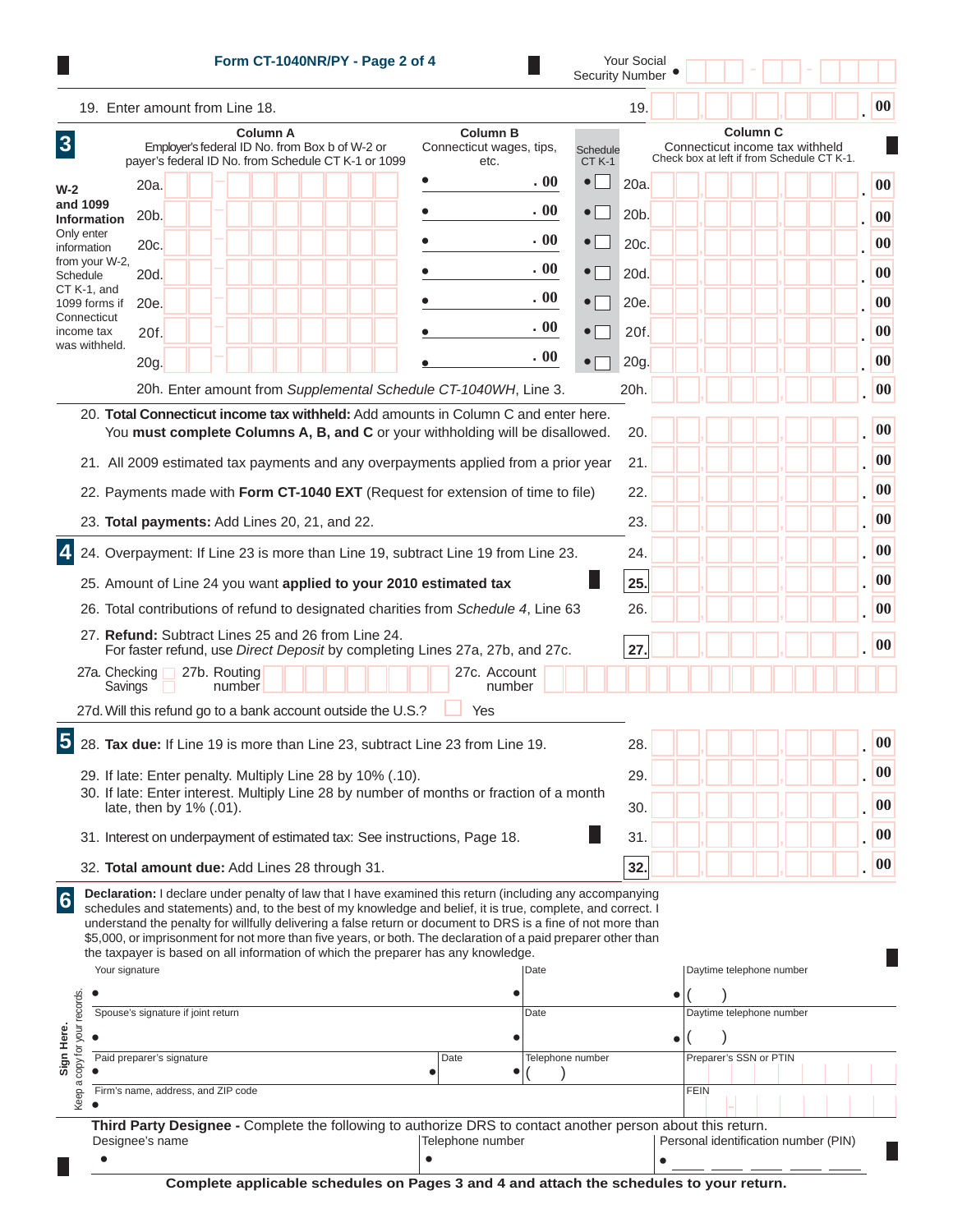Your Social Security Number •

19. Enter amount from Line 18. | 19. | .00

## 3 W-2 and 1099 Information

Only enter information from your W-2, Schedule CT K-1, and 1099 forms if Connecticut income tax was withheld.

| | Column A Employer's federal ID No. from Box b of W-2 or payer's federal ID No. from Schedule CT K-1 or 1099 | Column B Connecticut wages, tips, etc. | Schedule CT K-1 | | Column C Connecticut income tax withheld Check box at left if from Schedule CT K-1. |
|---|---|---|---|---|---|
| 20a. | | • .00 | • ☐ | 20a. | .00 |
| 20b. | | • .00 | • ☐ | 20b. | .00 |
| 20c. | | • .00 | • ☐ | 20c. | .00 |
| 20d. | | • .00 | • ☐ | 20d. | .00 |
| 20e. | | • .00 | • ☐ | 20e. | .00 |
| 20f. | | • .00 | • ☐ | 20f. | .00 |
| 20g. | | • .00 | • ☐ | 20g. | .00 |

20h. Enter amount from *Supplemental Schedule CT-1040WH*, Line 3. | 20h. | .00

20. **Total Connecticut income tax withheld:** Add amounts in Column C and enter here. You **must complete Columns A, B, and C** or your withholding will be disallowed. | 20. | .00

21. All 2009 estimated tax payments and any overpayments applied from a prior year | 21. | .00

22. Payments made with **Form CT-1040 EXT** (Request for extension of time to file) | 22. | .00

23. **Total payments:** Add Lines 20, 21, and 22. | 23. | .00

## 4

24. Overpayment: If Line 23 is more than Line 19, subtract Line 19 from Line 23. | 24. | .00

25. Amount of Line 24 you want **applied to your 2010 estimated tax** | 25. | .00

26. Total contributions of refund to designated charities from *Schedule 4*, Line 63 | 26. | .00

27. **Refund:** Subtract Lines 25 and 26 from Line 24. For faster refund, use *Direct Deposit* by completing Lines 27a, 27b, and 27c. | 27. | .00

27a. Checking ☐ Savings ☐ 27b. Routing number 27c. Account number

27d. Will this refund go to a bank account outside the U.S.? ☐ Yes

## 5

28. **Tax due:** If Line 19 is more than Line 23, subtract Line 23 from Line 19. | 28. | .00

29. If late: Enter penalty. Multiply Line 28 by 10% (.10). | 29. | .00

30. If late: Enter interest. Multiply Line 28 by number of months or fraction of a month late, then by 1% (.01). | 30. | .00

31. Interest on underpayment of estimated tax: See instructions, Page 18. | 31. | .00

32. **Total amount due:** Add Lines 28 through 31. | 32. | .00

## 6

**Declaration:** I declare under penalty of law that I have examined this return (including any accompanying schedules and statements) and, to the best of my knowledge and belief, it is true, complete, and correct. I understand the penalty for willfully delivering a false return or document to DRS is a fine of not more than $5,000, or imprisonment for not more than five years, or both. The declaration of a paid preparer other than the taxpayer is based on all information of which the preparer has any knowledge.

**Sign Here.** Keep a copy for your records.

| Your signature | Date | Daytime telephone number |
|---|---|---|
| • | • | • ( ) |
| Spouse's signature if joint return | Date | Daytime telephone number |
| • | • | • ( ) |
| Paid preparer's signature • | Date • | Telephone number • ( ) | Preparer's SSN or PTIN |
| Firm's name, address, and ZIP code • | | FEIN |

**Third Party Designee -** Complete the following to authorize DRS to contact another person about this return.

| Designee's name | Telephone number | Personal identification number (PIN) |
|---|---|---|
| • | • | • |

**Complete applicable schedules on Pages 3 and 4 and attach the schedules to your return.**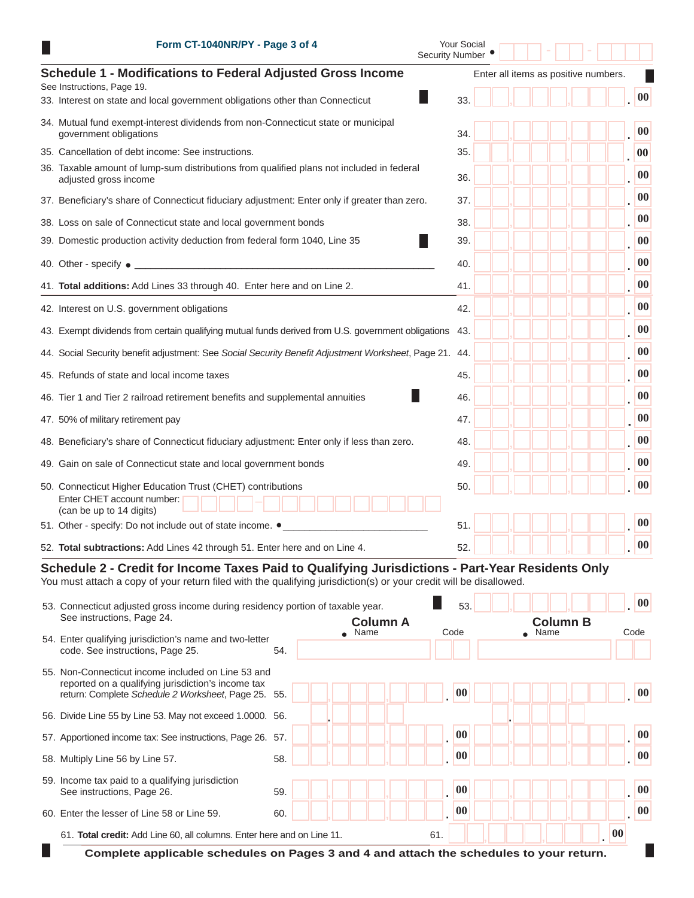Form CT-1040NR/PY - Page 3 of 4

Your Social Security Number •

## Schedule 1 - Modifications to Federal Adjusted Gross Income

Enter all items as positive numbers.

See Instructions, Page 19.

| Line | Description | | Amount |
|---|---|---|---|
| 33. | Interest on state and local government obligations other than Connecticut | 33. | .00 |
| 34. | Mutual fund exempt-interest dividends from non-Connecticut state or municipal government obligations | 34. | .00 |
| 35. | Cancellation of debt income: See instructions. | 35. | .00 |
| 36. | Taxable amount of lump-sum distributions from qualified plans not included in federal adjusted gross income | 36. | .00 |
| 37. | Beneficiary's share of Connecticut fiduciary adjustment: Enter only if greater than zero. | 37. | .00 |
| 38. | Loss on sale of Connecticut state and local government bonds | 38. | .00 |
| 39. | Domestic production activity deduction from federal form 1040, Line 35 | 39. | .00 |
| 40. | Other - specify • ______________________________ | 40. | .00 |
| 41. | **Total additions:** Add Lines 33 through 40. Enter here and on Line 2. | 41. | .00 |
| 42. | Interest on U.S. government obligations | 42. | .00 |
| 43. | Exempt dividends from certain qualifying mutual funds derived from U.S. government obligations | 43. | .00 |
| 44. | Social Security benefit adjustment: See *Social Security Benefit Adjustment Worksheet*, Page 21. | 44. | .00 |
| 45. | Refunds of state and local income taxes | 45. | .00 |
| 46. | Tier 1 and Tier 2 railroad retirement benefits and supplemental annuities | 46. | .00 |
| 47. | 50% of military retirement pay | 47. | .00 |
| 48. | Beneficiary's share of Connecticut fiduciary adjustment: Enter only if less than zero. | 48. | .00 |
| 49. | Gain on sale of Connecticut state and local government bonds | 49. | .00 |
| 50. | Connecticut Higher Education Trust (CHET) contributions<br>Enter CHET account number: (can be up to 14 digits) | 50. | .00 |
| 51. | Other - specify: Do not include out of state income. • ______________________________ | 51. | .00 |
| 52. | **Total subtractions:** Add Lines 42 through 51. Enter here and on Line 4. | 52. | .00 |

## Schedule 2 - Credit for Income Taxes Paid to Qualifying Jurisdictions - Part-Year Residents Only

You must attach a copy of your return filed with the qualifying jurisdiction(s) or your credit will be disallowed.

| Line | Description | | Amount |
|---|---|---|---|
| 53. | Connecticut adjusted gross income during residency portion of taxable year. See instructions, Page 24. | 53. | .00 |

| Line | Description | | Column A | Column B |
|---|---|---|---|---|
| | | | • Name / Code | • Name / Code |
| 54. | Enter qualifying jurisdiction's name and two-letter code. See instructions, Page 25. | 54. | | |
| 55. | Non-Connecticut income included on Line 53 and reported on a qualifying jurisdiction's income tax return: Complete *Schedule 2 Worksheet*, Page 25. | 55. | .00 | .00 |
| 56. | Divide Line 55 by Line 53. May not exceed 1.0000. | 56. | . | . |
| 57. | Apportioned income tax: See instructions, Page 26. | 57. | .00 | .00 |
| 58. | Multiply Line 56 by Line 57. | 58. | .00 | .00 |
| 59. | Income tax paid to a qualifying jurisdiction See instructions, Page 26. | 59. | .00 | .00 |
| 60. | Enter the lesser of Line 58 or Line 59. | 60. | .00 | .00 |

| Line | Description | | Amount |
|---|---|---|---|
| 61. | **Total credit:** Add Line 60, all columns. Enter here and on Line 11. | 61. | .00 |

**Complete applicable schedules on Pages 3 and 4 and attach the schedules to your return.**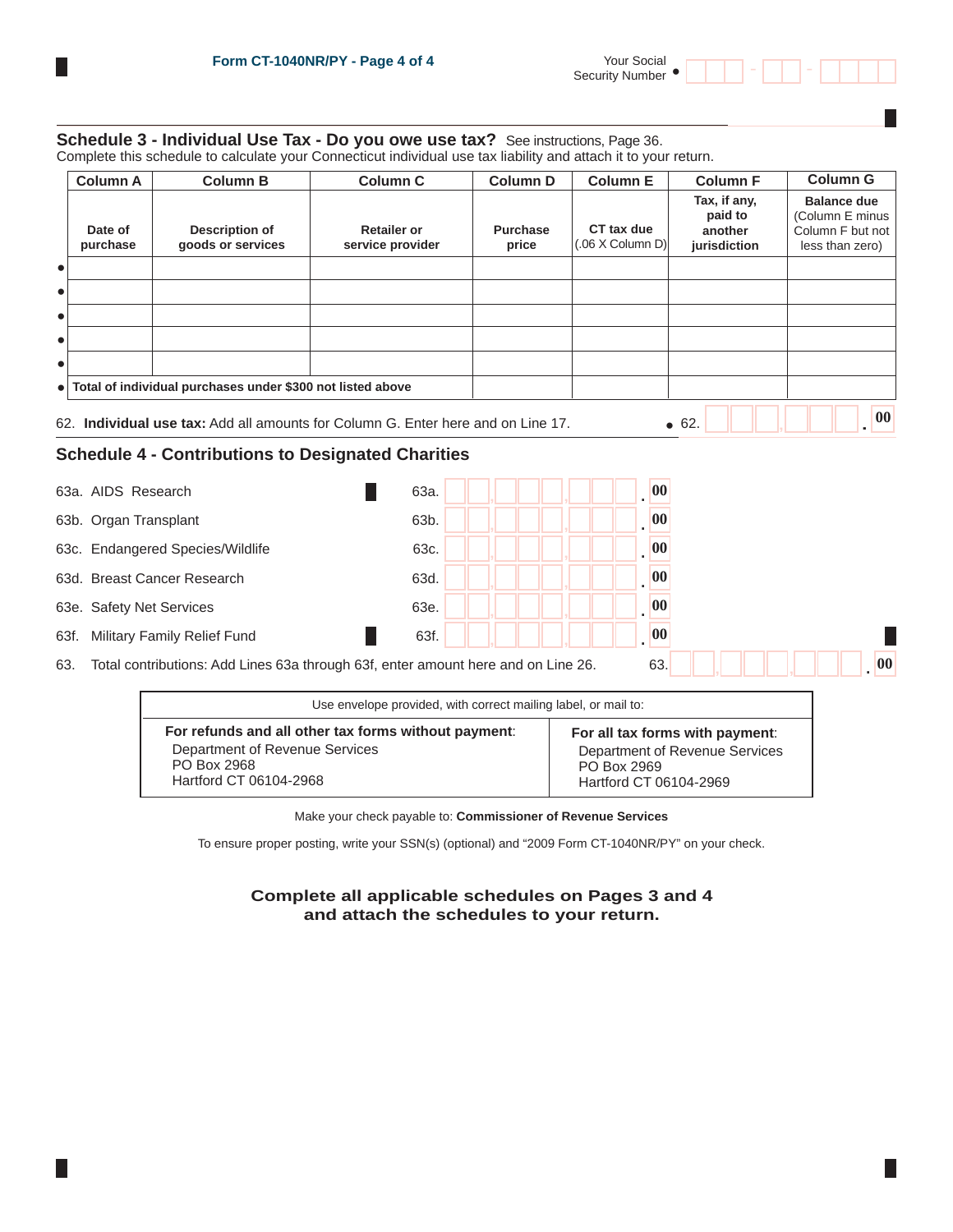Your Social Security Number •

## Schedule 3 - Individual Use Tax - Do you owe use tax?

See instructions, Page 36.

Complete this schedule to calculate your Connecticut individual use tax liability and attach it to your return.

| | Column A | Column B | Column C | Column D | Column E | Column F | Column G |
|---|---|---|---|---|---|---|---|
| | **Date of purchase** | **Description of goods or services** | **Retailer or service provider** | **Purchase price** | **CT tax due** (.06 X Column D) | **Tax, if any, paid to another jurisdiction** | **Balance due** (Column E minus Column F but not less than zero) |
| • | | | | | | | |
| • | | | | | | | |
| • | | | | | | | |
| • | | | | | | | |
| • | | | | | | | |
| • | **Total of individual purchases under $300 not listed above** | | | | | | |

62. **Individual use tax:** Add all amounts for Column G. Enter here and on Line 17. • 62. .00

## Schedule 4 - Contributions to Designated Charities

63a. AIDS Research 63a. .00

63b. Organ Transplant 63b. .00

63c. Endangered Species/Wildlife 63c. .00

63d. Breast Cancer Research 63d. .00

63e. Safety Net Services 63e. .00

63f. Military Family Relief Fund 63f. .00

63. Total contributions: Add Lines 63a through 63f, enter amount here and on Line 26. 63. .00

| Use envelope provided, with correct mailing label, or mail to: | |
|---|---|
| **For refunds and all other tax forms without payment**:<br>Department of Revenue Services<br>PO Box 2968<br>Hartford CT 06104-2968 | **For all tax forms with payment**:<br>Department of Revenue Services<br>PO Box 2969<br>Hartford CT 06104-2969 |

Make your check payable to: **Commissioner of Revenue Services**

To ensure proper posting, write your SSN(s) (optional) and "2009 Form CT-1040NR/PY" on your check.

**Complete all applicable schedules on Pages 3 and 4 and attach the schedules to your return.**